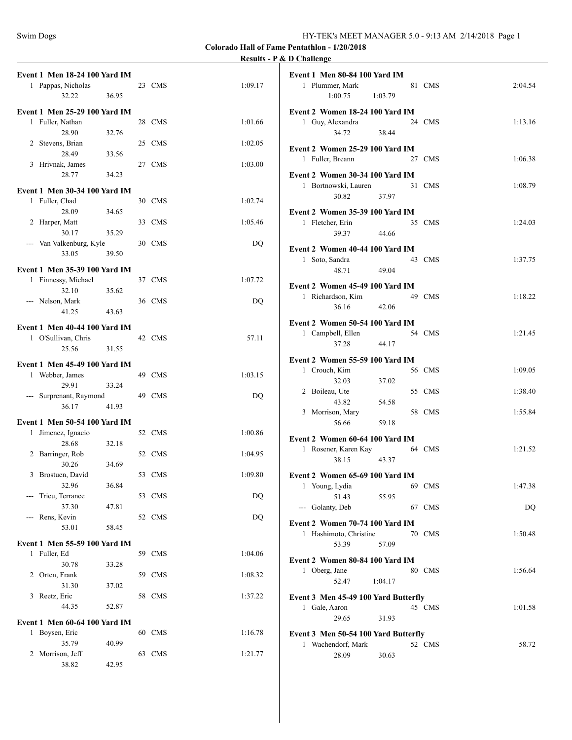**Colorado Hall of Fame Pentathlon - 1/20/2018**

**Results - P & D Challenge**

**Event 1 Men 18-24 100 Yard IM**

| Place | Name | Age | Team | Time |
|---|---|---|---|---|
| 1 | Pappas, Nicholas | 23 | CMS | 1:09.17 |
| | 32.22 36.95 | | | |

**Event 1 Men 25-29 100 Yard IM**

| Place | Name | Age | Team | Time |
|---|---|---|---|---|
| 1 | Fuller, Nathan | 28 | CMS | 1:01.66 |
| | 28.90 32.76 | | | |
| 2 | Stevens, Brian | 25 | CMS | 1:02.05 |
| | 28.49 33.56 | | | |
| 3 | Hrivnak, James | 27 | CMS | 1:03.00 |
| | 28.77 34.23 | | | |

**Event 1 Men 30-34 100 Yard IM**

| Place | Name | Age | Team | Time |
|---|---|---|---|---|
| 1 | Fuller, Chad | 30 | CMS | 1:02.74 |
| | 28.09 34.65 | | | |
| 2 | Harper, Matt | 33 | CMS | 1:05.46 |
| | 30.17 35.29 | | | |
| --- | Van Valkenburg, Kyle | 30 | CMS | DQ |
| | 33.05 39.50 | | | |

**Event 1 Men 35-39 100 Yard IM**

| Place | Name | Age | Team | Time |
|---|---|---|---|---|
| 1 | Finnessy, Michael | 37 | CMS | 1:07.72 |
| | 32.10 35.62 | | | |
| --- | Nelson, Mark | 36 | CMS | DQ |
| | 41.25 43.63 | | | |

**Event 1 Men 40-44 100 Yard IM**

| Place | Name | Age | Team | Time |
|---|---|---|---|---|
| 1 | O'Sullivan, Chris | 42 | CMS | 57.11 |
| | 25.56 31.55 | | | |

**Event 1 Men 45-49 100 Yard IM**

| Place | Name | Age | Team | Time |
|---|---|---|---|---|
| 1 | Webber, James | 49 | CMS | 1:03.15 |
| | 29.91 33.24 | | | |
| --- | Surprenant, Raymond | 49 | CMS | DQ |
| | 36.17 41.93 | | | |

**Event 1 Men 50-54 100 Yard IM**

| Place | Name | Age | Team | Time |
|---|---|---|---|---|
| 1 | Jimenez, Ignacio | 52 | CMS | 1:00.86 |
| | 28.68 32.18 | | | |
| 2 | Barringer, Rob | 52 | CMS | 1:04.95 |
| | 30.26 34.69 | | | |
| 3 | Brostuen, David | 53 | CMS | 1:09.80 |
| | 32.96 36.84 | | | |
| --- | Trieu, Terrance | 53 | CMS | DQ |
| | 37.30 47.81 | | | |
| --- | Rens, Kevin | 52 | CMS | DQ |
| | 53.01 58.45 | | | |

**Event 1 Men 55-59 100 Yard IM**

| Place | Name | Age | Team | Time |
|---|---|---|---|---|
| 1 | Fuller, Ed | 59 | CMS | 1:04.06 |
| | 30.78 33.28 | | | |
| 2 | Orten, Frank | 59 | CMS | 1:08.32 |
| | 31.30 37.02 | | | |
| 3 | Reetz, Eric | 58 | CMS | 1:37.22 |
| | 44.35 52.87 | | | |

**Event 1 Men 60-64 100 Yard IM**

| Place | Name | Age | Team | Time |
|---|---|---|---|---|
| 1 | Boysen, Eric | 60 | CMS | 1:16.78 |
| | 35.79 40.99 | | | |
| 2 | Morrison, Jeff | 63 | CMS | 1:21.77 |
| | 38.82 42.95 | | | |

**Event 1 Men 80-84 100 Yard IM**

| Place | Name | Age | Team | Time |
|---|---|---|---|---|
| 1 | Plummer, Mark | 81 | CMS | 2:04.54 |
| | 1:00.75 1:03.79 | | | |

**Event 2 Women 18-24 100 Yard IM**

| Place | Name | Age | Team | Time |
|---|---|---|---|---|
| 1 | Guy, Alexandra | 24 | CMS | 1:13.16 |
| | 34.72 38.44 | | | |

**Event 2 Women 25-29 100 Yard IM**

| Place | Name | Age | Team | Time |
|---|---|---|---|---|
| 1 | Fuller, Breann | 27 | CMS | 1:06.38 |

**Event 2 Women 30-34 100 Yard IM**

| Place | Name | Age | Team | Time |
|---|---|---|---|---|
| 1 | Bortnowski, Lauren | 31 | CMS | 1:08.79 |
| | 30.82 37.97 | | | |

**Event 2 Women 35-39 100 Yard IM**

| Place | Name | Age | Team | Time |
|---|---|---|---|---|
| 1 | Fletcher, Erin | 35 | CMS | 1:24.03 |
| | 39.37 44.66 | | | |

**Event 2 Women 40-44 100 Yard IM**

| Place | Name | Age | Team | Time |
|---|---|---|---|---|
| 1 | Soto, Sandra | 43 | CMS | 1:37.75 |
| | 48.71 49.04 | | | |

**Event 2 Women 45-49 100 Yard IM**

| Place | Name | Age | Team | Time |
|---|---|---|---|---|
| 1 | Richardson, Kim | 49 | CMS | 1:18.22 |
| | 36.16 42.06 | | | |

**Event 2 Women 50-54 100 Yard IM**

| Place | Name | Age | Team | Time |
|---|---|---|---|---|
| 1 | Campbell, Ellen | 54 | CMS | 1:21.45 |
| | 37.28 44.17 | | | |

**Event 2 Women 55-59 100 Yard IM**

| Place | Name | Age | Team | Time |
|---|---|---|---|---|
| 1 | Crouch, Kim | 56 | CMS | 1:09.05 |
| | 32.03 37.02 | | | |
| 2 | Boileau, Ute | 55 | CMS | 1:38.40 |
| | 43.82 54.58 | | | |
| 3 | Morrison, Mary | 58 | CMS | 1:55.84 |
| | 56.66 59.18 | | | |

**Event 2 Women 60-64 100 Yard IM**

| Place | Name | Age | Team | Time |
|---|---|---|---|---|
| 1 | Rosener, Karen Kay | 64 | CMS | 1:21.52 |
| | 38.15 43.37 | | | |

**Event 2 Women 65-69 100 Yard IM**

| Place | Name | Age | Team | Time |
|---|---|---|---|---|
| 1 | Young, Lydia | 69 | CMS | 1:47.38 |
| | 51.43 55.95 | | | |
| --- | Golanty, Deb | 67 | CMS | DQ |

**Event 2 Women 70-74 100 Yard IM**

| Place | Name | Age | Team | Time |
|---|---|---|---|---|
| 1 | Hashimoto, Christine | 70 | CMS | 1:50.48 |
| | 53.39 57.09 | | | |

**Event 2 Women 80-84 100 Yard IM**

| Place | Name | Age | Team | Time |
|---|---|---|---|---|
| 1 | Oberg, Jane | 80 | CMS | 1:56.64 |
| | 52.47 1:04.17 | | | |

**Event 3 Men 45-49 100 Yard Butterfly**

| Place | Name | Age | Team | Time |
|---|---|---|---|---|
| 1 | Gale, Aaron | 45 | CMS | 1:01.58 |
| | 29.65 31.93 | | | |

**Event 3 Men 50-54 100 Yard Butterfly**

| Place | Name | Age | Team | Time |
|---|---|---|---|---|
| 1 | Wachendorf, Mark | 52 | CMS | 58.72 |
| | 28.09 30.63 | | | |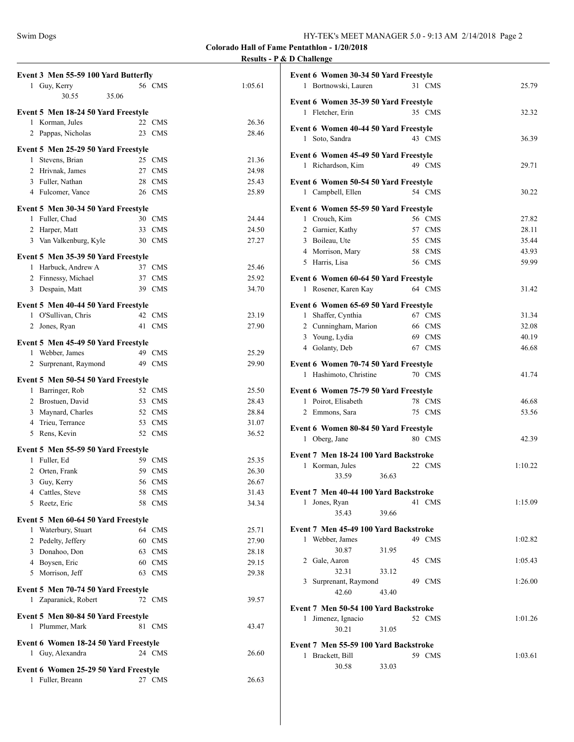**Colorado Hall of Fame Pentathlon - 1/20/2018**

**Results - P & D Challenge**

### Event 3 Men 55-59 100 Yard Butterfly

| Place | Name | Age | Team | Time |
|---|---|---|---|---|
| 1 | Guy, Kerry | 56 | CMS | 1:05.61 |
| | 30.55 35.06 | | | |

### Event 5 Men 18-24 50 Yard Freestyle

| Place | Name | Age | Team | Time |
|---|---|---|---|---|
| 1 | Korman, Jules | 22 | CMS | 26.36 |
| 2 | Pappas, Nicholas | 23 | CMS | 28.46 |

### Event 5 Men 25-29 50 Yard Freestyle

| Place | Name | Age | Team | Time |
|---|---|---|---|---|
| 1 | Stevens, Brian | 25 | CMS | 21.36 |
| 2 | Hrivnak, James | 27 | CMS | 24.98 |
| 3 | Fuller, Nathan | 28 | CMS | 25.43 |
| 4 | Fulcomer, Vance | 26 | CMS | 25.89 |

### Event 5 Men 30-34 50 Yard Freestyle

| Place | Name | Age | Team | Time |
|---|---|---|---|---|
| 1 | Fuller, Chad | 30 | CMS | 24.44 |
| 2 | Harper, Matt | 33 | CMS | 24.50 |
| 3 | Van Valkenburg, Kyle | 30 | CMS | 27.27 |

### Event 5 Men 35-39 50 Yard Freestyle

| Place | Name | Age | Team | Time |
|---|---|---|---|---|
| 1 | Harbuck, Andrew A | 37 | CMS | 25.46 |
| 2 | Finnessy, Michael | 37 | CMS | 25.92 |
| 3 | Despain, Matt | 39 | CMS | 34.70 |

### Event 5 Men 40-44 50 Yard Freestyle

| Place | Name | Age | Team | Time |
|---|---|---|---|---|
| 1 | O'Sullivan, Chris | 42 | CMS | 23.19 |
| 2 | Jones, Ryan | 41 | CMS | 27.90 |

### Event 5 Men 45-49 50 Yard Freestyle

| Place | Name | Age | Team | Time |
|---|---|---|---|---|
| 1 | Webber, James | 49 | CMS | 25.29 |
| 2 | Surprenant, Raymond | 49 | CMS | 29.90 |

### Event 5 Men 50-54 50 Yard Freestyle

| Place | Name | Age | Team | Time |
|---|---|---|---|---|
| 1 | Barringer, Rob | 52 | CMS | 25.50 |
| 2 | Brostuen, David | 53 | CMS | 28.43 |
| 3 | Maynard, Charles | 52 | CMS | 28.84 |
| 4 | Trieu, Terrance | 53 | CMS | 31.07 |
| 5 | Rens, Kevin | 52 | CMS | 36.52 |

### Event 5 Men 55-59 50 Yard Freestyle

| Place | Name | Age | Team | Time |
|---|---|---|---|---|
| 1 | Fuller, Ed | 59 | CMS | 25.35 |
| 2 | Orten, Frank | 59 | CMS | 26.30 |
| 3 | Guy, Kerry | 56 | CMS | 26.67 |
| 4 | Cattles, Steve | 58 | CMS | 31.43 |
| 5 | Reetz, Eric | 58 | CMS | 34.34 |

### Event 5 Men 60-64 50 Yard Freestyle

| Place | Name | Age | Team | Time |
|---|---|---|---|---|
| 1 | Waterbury, Stuart | 64 | CMS | 25.71 |
| 2 | Pedelty, Jeffery | 60 | CMS | 27.90 |
| 3 | Donahoo, Don | 63 | CMS | 28.18 |
| 4 | Boysen, Eric | 60 | CMS | 29.15 |
| 5 | Morrison, Jeff | 63 | CMS | 29.38 |

### Event 5 Men 70-74 50 Yard Freestyle

| Place | Name | Age | Team | Time |
|---|---|---|---|---|
| 1 | Zaparanick, Robert | 72 | CMS | 39.57 |

### Event 5 Men 80-84 50 Yard Freestyle

| Place | Name | Age | Team | Time |
|---|---|---|---|---|
| 1 | Plummer, Mark | 81 | CMS | 43.47 |

### Event 6 Women 18-24 50 Yard Freestyle

| Place | Name | Age | Team | Time |
|---|---|---|---|---|
| 1 | Guy, Alexandra | 24 | CMS | 26.60 |

### Event 6 Women 25-29 50 Yard Freestyle

| Place | Name | Age | Team | Time |
|---|---|---|---|---|
| 1 | Fuller, Breann | 27 | CMS | 26.63 |

### Event 6 Women 30-34 50 Yard Freestyle

| Place | Name | Age | Team | Time |
|---|---|---|---|---|
| 1 | Bortnowski, Lauren | 31 | CMS | 25.79 |

### Event 6 Women 35-39 50 Yard Freestyle

| Place | Name | Age | Team | Time |
|---|---|---|---|---|
| 1 | Fletcher, Erin | 35 | CMS | 32.32 |

### Event 6 Women 40-44 50 Yard Freestyle

| Place | Name | Age | Team | Time |
|---|---|---|---|---|
| 1 | Soto, Sandra | 43 | CMS | 36.39 |

### Event 6 Women 45-49 50 Yard Freestyle

| Place | Name | Age | Team | Time |
|---|---|---|---|---|
| 1 | Richardson, Kim | 49 | CMS | 29.71 |

### Event 6 Women 50-54 50 Yard Freestyle

| Place | Name | Age | Team | Time |
|---|---|---|---|---|
| 1 | Campbell, Ellen | 54 | CMS | 30.22 |

### Event 6 Women 55-59 50 Yard Freestyle

| Place | Name | Age | Team | Time |
|---|---|---|---|---|
| 1 | Crouch, Kim | 56 | CMS | 27.82 |
| 2 | Garnier, Kathy | 57 | CMS | 28.11 |
| 3 | Boileau, Ute | 55 | CMS | 35.44 |
| 4 | Morrison, Mary | 58 | CMS | 43.93 |
| 5 | Harris, Lisa | 56 | CMS | 59.99 |

### Event 6 Women 60-64 50 Yard Freestyle

| Place | Name | Age | Team | Time |
|---|---|---|---|---|
| 1 | Rosener, Karen Kay | 64 | CMS | 31.42 |

### Event 6 Women 65-69 50 Yard Freestyle

| Place | Name | Age | Team | Time |
|---|---|---|---|---|
| 1 | Shaffer, Cynthia | 67 | CMS | 31.34 |
| 2 | Cunningham, Marion | 66 | CMS | 32.08 |
| 3 | Young, Lydia | 69 | CMS | 40.19 |
| 4 | Golanty, Deb | 67 | CMS | 46.68 |

### Event 6 Women 70-74 50 Yard Freestyle

| Place | Name | Age | Team | Time |
|---|---|---|---|---|
| 1 | Hashimoto, Christine | 70 | CMS | 41.74 |

### Event 6 Women 75-79 50 Yard Freestyle

| Place | Name | Age | Team | Time |
|---|---|---|---|---|
| 1 | Poirot, Elisabeth | 78 | CMS | 46.68 |
| 2 | Emmons, Sara | 75 | CMS | 53.56 |

### Event 6 Women 80-84 50 Yard Freestyle

| Place | Name | Age | Team | Time |
|---|---|---|---|---|
| 1 | Oberg, Jane | 80 | CMS | 42.39 |

### Event 7 Men 18-24 100 Yard Backstroke

| Place | Name | Age | Team | Time |
|---|---|---|---|---|
| 1 | Korman, Jules | 22 | CMS | 1:10.22 |
| | 33.59 36.63 | | | |

### Event 7 Men 40-44 100 Yard Backstroke

| Place | Name | Age | Team | Time |
|---|---|---|---|---|
| 1 | Jones, Ryan | 41 | CMS | 1:15.09 |
| | 35.43 39.66 | | | |

### Event 7 Men 45-49 100 Yard Backstroke

| Place | Name | Age | Team | Time |
|---|---|---|---|---|
| 1 | Webber, James | 49 | CMS | 1:02.82 |
| | 30.87 31.95 | | | |
| 2 | Gale, Aaron | 45 | CMS | 1:05.43 |
| | 32.31 33.12 | | | |
| 3 | Surprenant, Raymond | 49 | CMS | 1:26.00 |
| | 42.60 43.40 | | | |

### Event 7 Men 50-54 100 Yard Backstroke

| Place | Name | Age | Team | Time |
|---|---|---|---|---|
| 1 | Jimenez, Ignacio | 52 | CMS | 1:01.26 |
| | 30.21 31.05 | | | |

### Event 7 Men 55-59 100 Yard Backstroke

| Place | Name | Age | Team | Time |
|---|---|---|---|---|
| 1 | Brackett, Bill | 59 | CMS | 1:03.61 |
| | 30.58 33.03 | | | |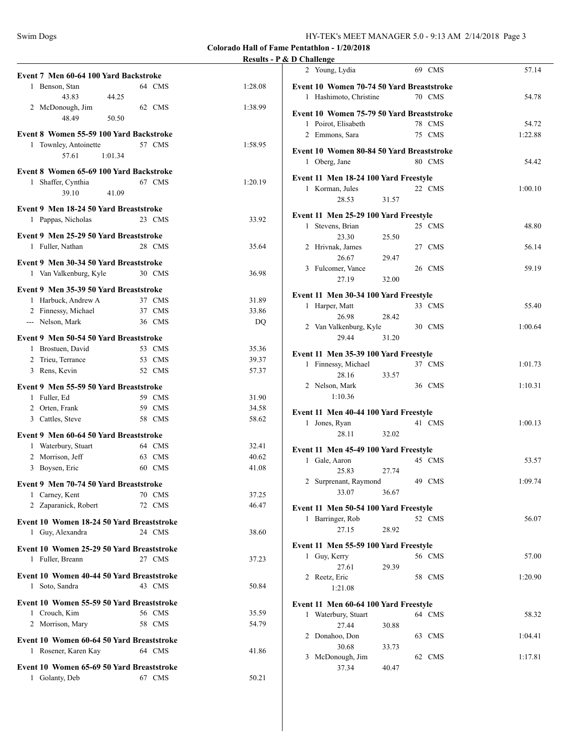**Colorado Hall of Fame Pentathlon - 1/20/2018**

**Results - P & D Challenge**

**Event 7 Men 60-64 100 Yard Backstroke**

| Place | Name | Age | Team | Time |
|---|---|---|---|---|
| 1 | Benson, Stan | 64 | CMS | 1:28.08 |
| | 43.83 44.25 | | | |
| 2 | McDonough, Jim | 62 | CMS | 1:38.99 |
| | 48.49 50.50 | | | |

**Event 8 Women 55-59 100 Yard Backstroke**

| Place | Name | Age | Team | Time |
|---|---|---|---|---|
| 1 | Townley, Antoinette | 57 | CMS | 1:58.95 |
| | 57.61 1:01.34 | | | |

**Event 8 Women 65-69 100 Yard Backstroke**

| Place | Name | Age | Team | Time |
|---|---|---|---|---|
| 1 | Shaffer, Cynthia | 67 | CMS | 1:20.19 |
| | 39.10 41.09 | | | |

**Event 9 Men 18-24 50 Yard Breaststroke**

| Place | Name | Age | Team | Time |
|---|---|---|---|---|
| 1 | Pappas, Nicholas | 23 | CMS | 33.92 |

**Event 9 Men 25-29 50 Yard Breaststroke**

| Place | Name | Age | Team | Time |
|---|---|---|---|---|
| 1 | Fuller, Nathan | 28 | CMS | 35.64 |

**Event 9 Men 30-34 50 Yard Breaststroke**

| Place | Name | Age | Team | Time |
|---|---|---|---|---|
| 1 | Van Valkenburg, Kyle | 30 | CMS | 36.98 |

**Event 9 Men 35-39 50 Yard Breaststroke**

| Place | Name | Age | Team | Time |
|---|---|---|---|---|
| 1 | Harbuck, Andrew A | 37 | CMS | 31.89 |
| 2 | Finnessy, Michael | 37 | CMS | 33.86 |
| --- | Nelson, Mark | 36 | CMS | DQ |

**Event 9 Men 50-54 50 Yard Breaststroke**

| Place | Name | Age | Team | Time |
|---|---|---|---|---|
| 1 | Brostuen, David | 53 | CMS | 35.36 |
| 2 | Trieu, Terrance | 53 | CMS | 39.37 |
| 3 | Rens, Kevin | 52 | CMS | 57.37 |

**Event 9 Men 55-59 50 Yard Breaststroke**

| Place | Name | Age | Team | Time |
|---|---|---|---|---|
| 1 | Fuller, Ed | 59 | CMS | 31.90 |
| 2 | Orten, Frank | 59 | CMS | 34.58 |
| 3 | Cattles, Steve | 58 | CMS | 58.62 |

**Event 9 Men 60-64 50 Yard Breaststroke**

| Place | Name | Age | Team | Time |
|---|---|---|---|---|
| 1 | Waterbury, Stuart | 64 | CMS | 32.41 |
| 2 | Morrison, Jeff | 63 | CMS | 40.62 |
| 3 | Boysen, Eric | 60 | CMS | 41.08 |

**Event 9 Men 70-74 50 Yard Breaststroke**

| Place | Name | Age | Team | Time |
|---|---|---|---|---|
| 1 | Carney, Kent | 70 | CMS | 37.25 |
| 2 | Zaparanick, Robert | 72 | CMS | 46.47 |

**Event 10 Women 18-24 50 Yard Breaststroke**

| Place | Name | Age | Team | Time |
|---|---|---|---|---|
| 1 | Guy, Alexandra | 24 | CMS | 38.60 |

**Event 10 Women 25-29 50 Yard Breaststroke**

| Place | Name | Age | Team | Time |
|---|---|---|---|---|
| 1 | Fuller, Breann | 27 | CMS | 37.23 |

**Event 10 Women 40-44 50 Yard Breaststroke**

| Place | Name | Age | Team | Time |
|---|---|---|---|---|
| 1 | Soto, Sandra | 43 | CMS | 50.84 |

**Event 10 Women 55-59 50 Yard Breaststroke**

| Place | Name | Age | Team | Time |
|---|---|---|---|---|
| 1 | Crouch, Kim | 56 | CMS | 35.59 |
| 2 | Morrison, Mary | 58 | CMS | 54.79 |

**Event 10 Women 60-64 50 Yard Breaststroke**

| Place | Name | Age | Team | Time |
|---|---|---|---|---|
| 1 | Rosener, Karen Kay | 64 | CMS | 41.86 |

**Event 10 Women 65-69 50 Yard Breaststroke**

| Place | Name | Age | Team | Time |
|---|---|---|---|---|
| 1 | Golanty, Deb | 67 | CMS | 50.21 |
| 2 | Young, Lydia | 69 | CMS | 57.14 |

**Event 10 Women 70-74 50 Yard Breaststroke**

| Place | Name | Age | Team | Time |
|---|---|---|---|---|
| 1 | Hashimoto, Christine | 70 | CMS | 54.78 |

**Event 10 Women 75-79 50 Yard Breaststroke**

| Place | Name | Age | Team | Time |
|---|---|---|---|---|
| 1 | Poirot, Elisabeth | 78 | CMS | 54.72 |
| 2 | Emmons, Sara | 75 | CMS | 1:22.88 |

**Event 10 Women 80-84 50 Yard Breaststroke**

| Place | Name | Age | Team | Time |
|---|---|---|---|---|
| 1 | Oberg, Jane | 80 | CMS | 54.42 |

**Event 11 Men 18-24 100 Yard Freestyle**

| Place | Name | Age | Team | Time |
|---|---|---|---|---|
| 1 | Korman, Jules | 22 | CMS | 1:00.10 |
| | 28.53 31.57 | | | |

**Event 11 Men 25-29 100 Yard Freestyle**

| Place | Name | Age | Team | Time |
|---|---|---|---|---|
| 1 | Stevens, Brian | 25 | CMS | 48.80 |
| | 23.30 25.50 | | | |
| 2 | Hrivnak, James | 27 | CMS | 56.14 |
| | 26.67 29.47 | | | |
| 3 | Fulcomer, Vance | 26 | CMS | 59.19 |
| | 27.19 32.00 | | | |

**Event 11 Men 30-34 100 Yard Freestyle**

| Place | Name | Age | Team | Time |
|---|---|---|---|---|
| 1 | Harper, Matt | 33 | CMS | 55.40 |
| | 26.98 28.42 | | | |
| 2 | Van Valkenburg, Kyle | 30 | CMS | 1:00.64 |
| | 29.44 31.20 | | | |

**Event 11 Men 35-39 100 Yard Freestyle**

| Place | Name | Age | Team | Time |
|---|---|---|---|---|
| 1 | Finnessy, Michael | 37 | CMS | 1:01.73 |
| | 28.16 33.57 | | | |
| 2 | Nelson, Mark | 36 | CMS | 1:10.31 |
| | 1:10.36 | | | |

**Event 11 Men 40-44 100 Yard Freestyle**

| Place | Name | Age | Team | Time |
|---|---|---|---|---|
| 1 | Jones, Ryan | 41 | CMS | 1:00.13 |
| | 28.11 32.02 | | | |

**Event 11 Men 45-49 100 Yard Freestyle**

| Place | Name | Age | Team | Time |
|---|---|---|---|---|
| 1 | Gale, Aaron | 45 | CMS | 53.57 |
| | 25.83 27.74 | | | |
| 2 | Surprenant, Raymond | 49 | CMS | 1:09.74 |
| | 33.07 36.67 | | | |

**Event 11 Men 50-54 100 Yard Freestyle**

| Place | Name | Age | Team | Time |
|---|---|---|---|---|
| 1 | Barringer, Rob | 52 | CMS | 56.07 |
| | 27.15 28.92 | | | |

**Event 11 Men 55-59 100 Yard Freestyle**

| Place | Name | Age | Team | Time |
|---|---|---|---|---|
| 1 | Guy, Kerry | 56 | CMS | 57.00 |
| | 27.61 29.39 | | | |
| 2 | Reetz, Eric | 58 | CMS | 1:20.90 |
| | 1:21.08 | | | |

**Event 11 Men 60-64 100 Yard Freestyle**

| Place | Name | Age | Team | Time |
|---|---|---|---|---|
| 1 | Waterbury, Stuart | 64 | CMS | 58.32 |
| | 27.44 30.88 | | | |
| 2 | Donahoo, Don | 63 | CMS | 1:04.41 |
| | 30.68 33.73 | | | |
| 3 | McDonough, Jim | 62 | CMS | 1:17.81 |
| | 37.34 40.47 | | | |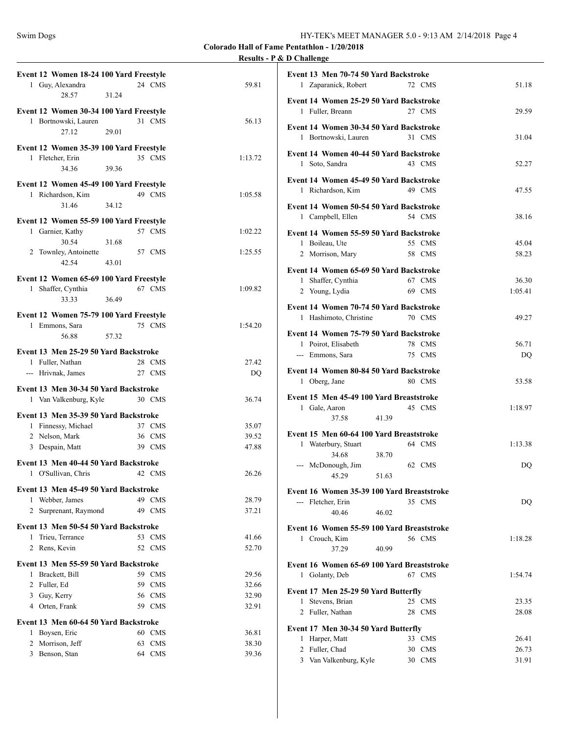**Colorado Hall of Fame Pentathlon - 1/20/2018**

**Results - P & D Challenge**

### Event 12 Women 18-24 100 Yard Freestyle

| Place | Name | Age | Team | Time |
|---|---|---|---|---|
| 1 | Guy, Alexandra | 24 | CMS | 59.81 |
| | 28.57 31.24 | | | |

### Event 12 Women 30-34 100 Yard Freestyle

| Place | Name | Age | Team | Time |
|---|---|---|---|---|
| 1 | Bortnowski, Lauren | 31 | CMS | 56.13 |
| | 27.12 29.01 | | | |

### Event 12 Women 35-39 100 Yard Freestyle

| Place | Name | Age | Team | Time |
|---|---|---|---|---|
| 1 | Fletcher, Erin | 35 | CMS | 1:13.72 |
| | 34.36 39.36 | | | |

### Event 12 Women 45-49 100 Yard Freestyle

| Place | Name | Age | Team | Time |
|---|---|---|---|---|
| 1 | Richardson, Kim | 49 | CMS | 1:05.58 |
| | 31.46 34.12 | | | |

### Event 12 Women 55-59 100 Yard Freestyle

| Place | Name | Age | Team | Time |
|---|---|---|---|---|
| 1 | Garnier, Kathy | 57 | CMS | 1:02.22 |
| | 30.54 31.68 | | | |
| 2 | Townley, Antoinette | 57 | CMS | 1:25.55 |
| | 42.54 43.01 | | | |

### Event 12 Women 65-69 100 Yard Freestyle

| Place | Name | Age | Team | Time |
|---|---|---|---|---|
| 1 | Shaffer, Cynthia | 67 | CMS | 1:09.82 |
| | 33.33 36.49 | | | |

### Event 12 Women 75-79 100 Yard Freestyle

| Place | Name | Age | Team | Time |
|---|---|---|---|---|
| 1 | Emmons, Sara | 75 | CMS | 1:54.20 |
| | 56.88 57.32 | | | |

### Event 13 Men 25-29 50 Yard Backstroke

| Place | Name | Age | Team | Time |
|---|---|---|---|---|
| 1 | Fuller, Nathan | 28 | CMS | 27.42 |
| --- | Hrivnak, James | 27 | CMS | DQ |

### Event 13 Men 30-34 50 Yard Backstroke

| Place | Name | Age | Team | Time |
|---|---|---|---|---|
| 1 | Van Valkenburg, Kyle | 30 | CMS | 36.74 |

### Event 13 Men 35-39 50 Yard Backstroke

| Place | Name | Age | Team | Time |
|---|---|---|---|---|
| 1 | Finnessy, Michael | 37 | CMS | 35.07 |
| 2 | Nelson, Mark | 36 | CMS | 39.52 |
| 3 | Despain, Matt | 39 | CMS | 47.88 |

### Event 13 Men 40-44 50 Yard Backstroke

| Place | Name | Age | Team | Time |
|---|---|---|---|---|
| 1 | O'Sullivan, Chris | 42 | CMS | 26.26 |

### Event 13 Men 45-49 50 Yard Backstroke

| Place | Name | Age | Team | Time |
|---|---|---|---|---|
| 1 | Webber, James | 49 | CMS | 28.79 |
| 2 | Surprenant, Raymond | 49 | CMS | 37.21 |

### Event 13 Men 50-54 50 Yard Backstroke

| Place | Name | Age | Team | Time |
|---|---|---|---|---|
| 1 | Trieu, Terrance | 53 | CMS | 41.66 |
| 2 | Rens, Kevin | 52 | CMS | 52.70 |

### Event 13 Men 55-59 50 Yard Backstroke

| Place | Name | Age | Team | Time |
|---|---|---|---|---|
| 1 | Brackett, Bill | 59 | CMS | 29.56 |
| 2 | Fuller, Ed | 59 | CMS | 32.66 |
| 3 | Guy, Kerry | 56 | CMS | 32.90 |
| 4 | Orten, Frank | 59 | CMS | 32.91 |

### Event 13 Men 60-64 50 Yard Backstroke

| Place | Name | Age | Team | Time |
|---|---|---|---|---|
| 1 | Boysen, Eric | 60 | CMS | 36.81 |
| 2 | Morrison, Jeff | 63 | CMS | 38.30 |
| 3 | Benson, Stan | 64 | CMS | 39.36 |

### Event 13 Men 70-74 50 Yard Backstroke

| Place | Name | Age | Team | Time |
|---|---|---|---|---|
| 1 | Zaparanick, Robert | 72 | CMS | 51.18 |

### Event 14 Women 25-29 50 Yard Backstroke

| Place | Name | Age | Team | Time |
|---|---|---|---|---|
| 1 | Fuller, Breann | 27 | CMS | 29.59 |

### Event 14 Women 30-34 50 Yard Backstroke

| Place | Name | Age | Team | Time |
|---|---|---|---|---|
| 1 | Bortnowski, Lauren | 31 | CMS | 31.04 |

### Event 14 Women 40-44 50 Yard Backstroke

| Place | Name | Age | Team | Time |
|---|---|---|---|---|
| 1 | Soto, Sandra | 43 | CMS | 52.27 |

### Event 14 Women 45-49 50 Yard Backstroke

| Place | Name | Age | Team | Time |
|---|---|---|---|---|
| 1 | Richardson, Kim | 49 | CMS | 47.55 |

### Event 14 Women 50-54 50 Yard Backstroke

| Place | Name | Age | Team | Time |
|---|---|---|---|---|
| 1 | Campbell, Ellen | 54 | CMS | 38.16 |

### Event 14 Women 55-59 50 Yard Backstroke

| Place | Name | Age | Team | Time |
|---|---|---|---|---|
| 1 | Boileau, Ute | 55 | CMS | 45.04 |
| 2 | Morrison, Mary | 58 | CMS | 58.23 |

### Event 14 Women 65-69 50 Yard Backstroke

| Place | Name | Age | Team | Time |
|---|---|---|---|---|
| 1 | Shaffer, Cynthia | 67 | CMS | 36.30 |
| 2 | Young, Lydia | 69 | CMS | 1:05.41 |

### Event 14 Women 70-74 50 Yard Backstroke

| Place | Name | Age | Team | Time |
|---|---|---|---|---|
| 1 | Hashimoto, Christine | 70 | CMS | 49.27 |

### Event 14 Women 75-79 50 Yard Backstroke

| Place | Name | Age | Team | Time |
|---|---|---|---|---|
| 1 | Poirot, Elisabeth | 78 | CMS | 56.71 |
| --- | Emmons, Sara | 75 | CMS | DQ |

### Event 14 Women 80-84 50 Yard Backstroke

| Place | Name | Age | Team | Time |
|---|---|---|---|---|
| 1 | Oberg, Jane | 80 | CMS | 53.58 |

### Event 15 Men 45-49 100 Yard Breaststroke

| Place | Name | Age | Team | Time |
|---|---|---|---|---|
| 1 | Gale, Aaron | 45 | CMS | 1:18.97 |
| | 37.58 41.39 | | | |

### Event 15 Men 60-64 100 Yard Breaststroke

| Place | Name | Age | Team | Time |
|---|---|---|---|---|
| 1 | Waterbury, Stuart | 64 | CMS | 1:13.38 |
| | 34.68 38.70 | | | |
| --- | McDonough, Jim | 62 | CMS | DQ |
| | 45.29 51.63 | | | |

### Event 16 Women 35-39 100 Yard Breaststroke

| Place | Name | Age | Team | Time |
|---|---|---|---|---|
| --- | Fletcher, Erin | 35 | CMS | DQ |
| | 40.46 46.02 | | | |

### Event 16 Women 55-59 100 Yard Breaststroke

| Place | Name | Age | Team | Time |
|---|---|---|---|---|
| 1 | Crouch, Kim | 56 | CMS | 1:18.28 |
| | 37.29 40.99 | | | |

### Event 16 Women 65-69 100 Yard Breaststroke

| Place | Name | Age | Team | Time |
|---|---|---|---|---|
| 1 | Golanty, Deb | 67 | CMS | 1:54.74 |

### Event 17 Men 25-29 50 Yard Butterfly

| Place | Name | Age | Team | Time |
|---|---|---|---|---|
| 1 | Stevens, Brian | 25 | CMS | 23.35 |
| 2 | Fuller, Nathan | 28 | CMS | 28.08 |

### Event 17 Men 30-34 50 Yard Butterfly

| Place | Name | Age | Team | Time |
|---|---|---|---|---|
| 1 | Harper, Matt | 33 | CMS | 26.41 |
| 2 | Fuller, Chad | 30 | CMS | 26.73 |
| 3 | Van Valkenburg, Kyle | 30 | CMS | 31.91 |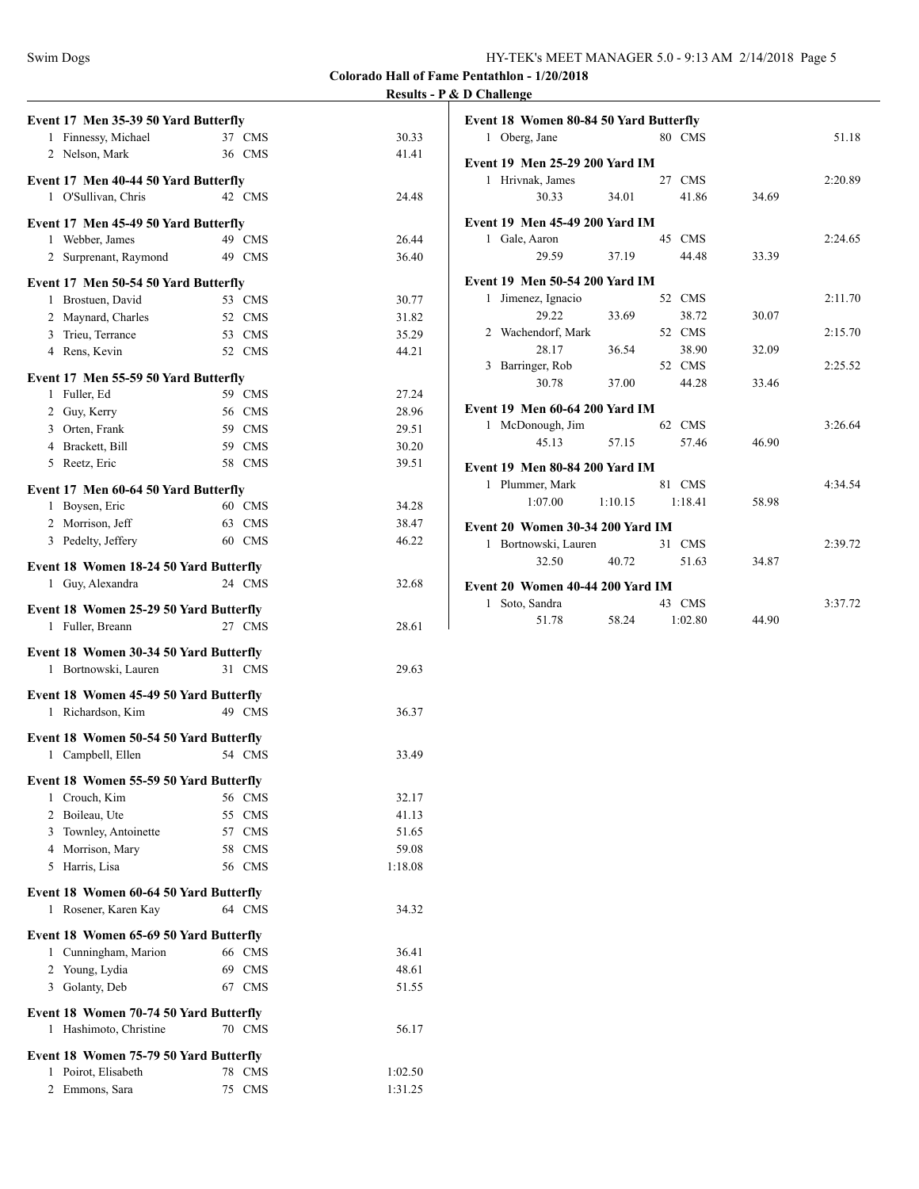**Colorado Hall of Fame Pentathlon - 1/20/2018**

**Results - P & D Challenge**

### Event 17 Men 35-39 50 Yard Butterfly

| | Name | Age | Team | Time |
|---|---|---|---|---|
| 1 | Finnessy, Michael | 37 | CMS | 30.33 |
| 2 | Nelson, Mark | 36 | CMS | 41.41 |

### Event 17 Men 40-44 50 Yard Butterfly

| | Name | Age | Team | Time |
|---|---|---|---|---|
| 1 | O'Sullivan, Chris | 42 | CMS | 24.48 |

### Event 17 Men 45-49 50 Yard Butterfly

| | Name | Age | Team | Time |
|---|---|---|---|---|
| 1 | Webber, James | 49 | CMS | 26.44 |
| 2 | Surprenant, Raymond | 49 | CMS | 36.40 |

### Event 17 Men 50-54 50 Yard Butterfly

| | Name | Age | Team | Time |
|---|---|---|---|---|
| 1 | Brostuen, David | 53 | CMS | 30.77 |
| 2 | Maynard, Charles | 52 | CMS | 31.82 |
| 3 | Trieu, Terrance | 53 | CMS | 35.29 |
| 4 | Rens, Kevin | 52 | CMS | 44.21 |

### Event 17 Men 55-59 50 Yard Butterfly

| | Name | Age | Team | Time |
|---|---|---|---|---|
| 1 | Fuller, Ed | 59 | CMS | 27.24 |
| 2 | Guy, Kerry | 56 | CMS | 28.96 |
| 3 | Orten, Frank | 59 | CMS | 29.51 |
| 4 | Brackett, Bill | 59 | CMS | 30.20 |
| 5 | Reetz, Eric | 58 | CMS | 39.51 |

### Event 17 Men 60-64 50 Yard Butterfly

| | Name | Age | Team | Time |
|---|---|---|---|---|
| 1 | Boysen, Eric | 60 | CMS | 34.28 |
| 2 | Morrison, Jeff | 63 | CMS | 38.47 |
| 3 | Pedelty, Jeffery | 60 | CMS | 46.22 |

### Event 18 Women 18-24 50 Yard Butterfly

| | Name | Age | Team | Time |
|---|---|---|---|---|
| 1 | Guy, Alexandra | 24 | CMS | 32.68 |

### Event 18 Women 25-29 50 Yard Butterfly

| | Name | Age | Team | Time |
|---|---|---|---|---|
| 1 | Fuller, Breann | 27 | CMS | 28.61 |

### Event 18 Women 30-34 50 Yard Butterfly

| | Name | Age | Team | Time |
|---|---|---|---|---|
| 1 | Bortnowski, Lauren | 31 | CMS | 29.63 |

### Event 18 Women 45-49 50 Yard Butterfly

| | Name | Age | Team | Time |
|---|---|---|---|---|
| 1 | Richardson, Kim | 49 | CMS | 36.37 |

### Event 18 Women 50-54 50 Yard Butterfly

| | Name | Age | Team | Time |
|---|---|---|---|---|
| 1 | Campbell, Ellen | 54 | CMS | 33.49 |

### Event 18 Women 55-59 50 Yard Butterfly

| | Name | Age | Team | Time |
|---|---|---|---|---|
| 1 | Crouch, Kim | 56 | CMS | 32.17 |
| 2 | Boileau, Ute | 55 | CMS | 41.13 |
| 3 | Townley, Antoinette | 57 | CMS | 51.65 |
| 4 | Morrison, Mary | 58 | CMS | 59.08 |
| 5 | Harris, Lisa | 56 | CMS | 1:18.08 |

### Event 18 Women 60-64 50 Yard Butterfly

| | Name | Age | Team | Time |
|---|---|---|---|---|
| 1 | Rosener, Karen Kay | 64 | CMS | 34.32 |

### Event 18 Women 65-69 50 Yard Butterfly

| | Name | Age | Team | Time |
|---|---|---|---|---|
| 1 | Cunningham, Marion | 66 | CMS | 36.41 |
| 2 | Young, Lydia | 69 | CMS | 48.61 |
| 3 | Golanty, Deb | 67 | CMS | 51.55 |

### Event 18 Women 70-74 50 Yard Butterfly

| | Name | Age | Team | Time |
|---|---|---|---|---|
| 1 | Hashimoto, Christine | 70 | CMS | 56.17 |

### Event 18 Women 75-79 50 Yard Butterfly

| | Name | Age | Team | Time |
|---|---|---|---|---|
| 1 | Poirot, Elisabeth | 78 | CMS | 1:02.50 |
| 2 | Emmons, Sara | 75 | CMS | 1:31.25 |

### Event 18 Women 80-84 50 Yard Butterfly

| | Name | Age | Team | Time |
|---|---|---|---|---|
| 1 | Oberg, Jane | 80 | CMS | 51.18 |

### Event 19 Men 25-29 200 Yard IM

| | Name | Age | Team | Time |
|---|---|---|---|---|
| 1 | Hrivnak, James | 27 | CMS | 2:20.89 |
| | 30.33 | 34.01 | 41.86 | 34.69 |

### Event 19 Men 45-49 200 Yard IM

| | Name | Age | Team | Time |
|---|---|---|---|---|
| 1 | Gale, Aaron | 45 | CMS | 2:24.65 |
| | 29.59 | 37.19 | 44.48 | 33.39 |

### Event 19 Men 50-54 200 Yard IM

| | Name | Age | Team | Time |
|---|---|---|---|---|
| 1 | Jimenez, Ignacio | 52 | CMS | 2:11.70 |
| | 29.22 | 33.69 | 38.72 | 30.07 |
| 2 | Wachendorf, Mark | 52 | CMS | 2:15.70 |
| | 28.17 | 36.54 | 38.90 | 32.09 |
| 3 | Barringer, Rob | 52 | CMS | 2:25.52 |
| | 30.78 | 37.00 | 44.28 | 33.46 |

### Event 19 Men 60-64 200 Yard IM

| | Name | Age | Team | Time |
|---|---|---|---|---|
| 1 | McDonough, Jim | 62 | CMS | 3:26.64 |
| | 45.13 | 57.15 | 57.46 | 46.90 |

### Event 19 Men 80-84 200 Yard IM

| | Name | Age | Team | Time |
|---|---|---|---|---|
| 1 | Plummer, Mark | 81 | CMS | 4:34.54 |
| | 1:07.00 | 1:10.15 | 1:18.41 | 58.98 |

### Event 20 Women 30-34 200 Yard IM

| | Name | Age | Team | Time |
|---|---|---|---|---|
| 1 | Bortnowski, Lauren | 31 | CMS | 2:39.72 |
| | 32.50 | 40.72 | 51.63 | 34.87 |

### Event 20 Women 40-44 200 Yard IM

| | Name | Age | Team | Time |
|---|---|---|---|---|
| 1 | Soto, Sandra | 43 | CMS | 3:37.72 |
| | 51.78 | 58.24 | 1:02.80 | 44.90 |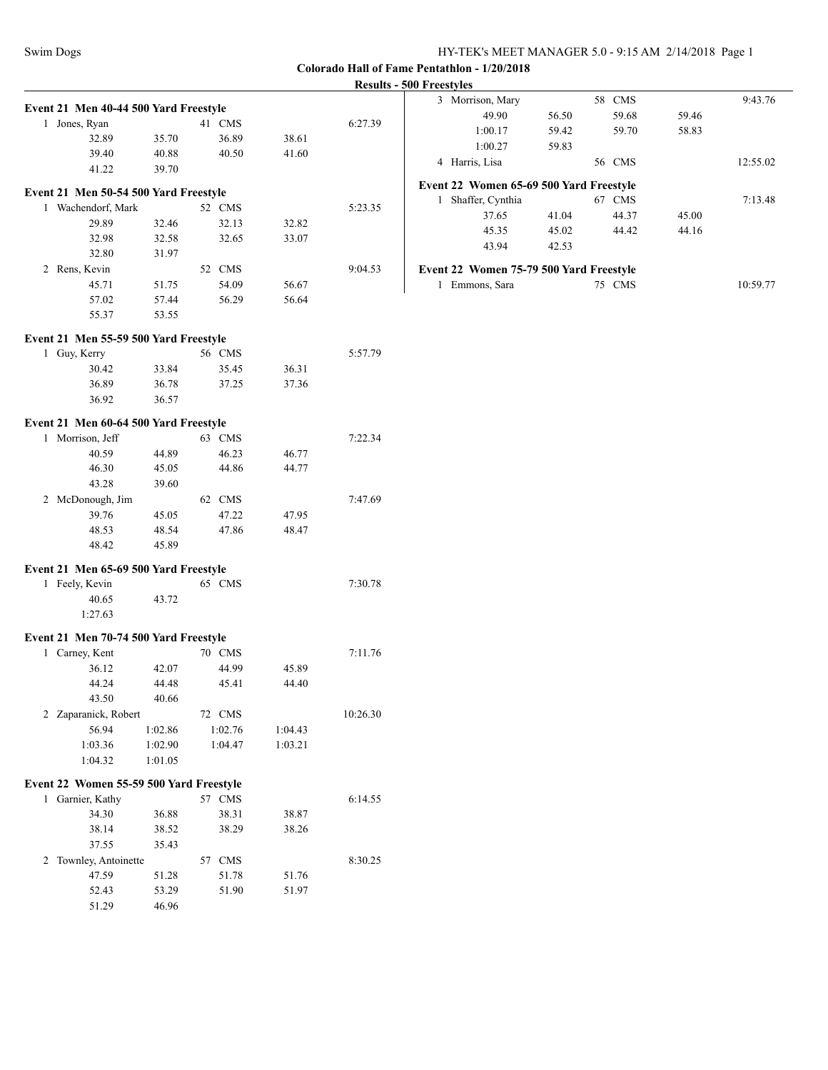**Colorado Hall of Fame Pentathlon - 1/20/2018**

**Results - 500 Freestyles**

### Event 21 Men 40-44 500 Yard Freestyle

| | | | | |
|---|---|---|---|---|
| 1 Jones, Ryan | | 41 CMS | | 6:27.39 |
| 32.89 | 35.70 | 36.89 | 38.61 | |
| 39.40 | 40.88 | 40.50 | 41.60 | |
| 41.22 | 39.70 | | | |

### Event 21 Men 50-54 500 Yard Freestyle

| | | | | |
|---|---|---|---|---|
| 1 Wachendorf, Mark | | 52 CMS | | 5:23.35 |
| 29.89 | 32.46 | 32.13 | 32.82 | |
| 32.98 | 32.58 | 32.65 | 33.07 | |
| 32.80 | 31.97 | | | |
| 2 Rens, Kevin | | 52 CMS | | 9:04.53 |
| 45.71 | 51.75 | 54.09 | 56.67 | |
| 57.02 | 57.44 | 56.29 | 56.64 | |
| 55.37 | 53.55 | | | |

### Event 21 Men 55-59 500 Yard Freestyle

| | | | | |
|---|---|---|---|---|
| 1 Guy, Kerry | | 56 CMS | | 5:57.79 |
| 30.42 | 33.84 | 35.45 | 36.31 | |
| 36.89 | 36.78 | 37.25 | 37.36 | |
| 36.92 | 36.57 | | | |

### Event 21 Men 60-64 500 Yard Freestyle

| | | | | |
|---|---|---|---|---|
| 1 Morrison, Jeff | | 63 CMS | | 7:22.34 |
| 40.59 | 44.89 | 46.23 | 46.77 | |
| 46.30 | 45.05 | 44.86 | 44.77 | |
| 43.28 | 39.60 | | | |
| 2 McDonough, Jim | | 62 CMS | | 7:47.69 |
| 39.76 | 45.05 | 47.22 | 47.95 | |
| 48.53 | 48.54 | 47.86 | 48.47 | |
| 48.42 | 45.89 | | | |

### Event 21 Men 65-69 500 Yard Freestyle

| | | | | |
|---|---|---|---|---|
| 1 Feely, Kevin | | 65 CMS | | 7:30.78 |
| 40.65 | 43.72 | | | |
| 1:27.63 | | | | |

### Event 21 Men 70-74 500 Yard Freestyle

| | | | | |
|---|---|---|---|---|
| 1 Carney, Kent | | 70 CMS | | 7:11.76 |
| 36.12 | 42.07 | 44.99 | 45.89 | |
| 44.24 | 44.48 | 45.41 | 44.40 | |
| 43.50 | 40.66 | | | |
| 2 Zaparanick, Robert | | 72 CMS | | 10:26.30 |
| 56.94 | 1:02.86 | 1:02.76 | 1:04.43 | |
| 1:03.36 | 1:02.90 | 1:04.47 | 1:03.21 | |
| 1:04.32 | 1:01.05 | | | |

### Event 22 Women 55-59 500 Yard Freestyle

| | | | | |
|---|---|---|---|---|
| 1 Garnier, Kathy | | 57 CMS | | 6:14.55 |
| 34.30 | 36.88 | 38.31 | 38.87 | |
| 38.14 | 38.52 | 38.29 | 38.26 | |
| 37.55 | 35.43 | | | |
| 2 Townley, Antoinette | | 57 CMS | | 8:30.25 |
| 47.59 | 51.28 | 51.78 | 51.76 | |
| 52.43 | 53.29 | 51.90 | 51.97 | |
| 51.29 | 46.96 | | | |
| 3 Morrison, Mary | | 58 CMS | | 9:43.76 |
| 49.90 | 56.50 | 59.68 | 59.46 | |
| 1:00.17 | 59.42 | 59.70 | 58.83 | |
| 1:00.27 | 59.83 | | | |
| 4 Harris, Lisa | | 56 CMS | | 12:55.02 |

### Event 22 Women 65-69 500 Yard Freestyle

| | | | | |
|---|---|---|---|---|
| 1 Shaffer, Cynthia | | 67 CMS | | 7:13.48 |
| 37.65 | 41.04 | 44.37 | 45.00 | |
| 45.35 | 45.02 | 44.42 | 44.16 | |
| 43.94 | 42.53 | | | |

### Event 22 Women 75-79 500 Yard Freestyle

| | | | | |
|---|---|---|---|---|
| 1 Emmons, Sara | | 75 CMS | | 10:59.77 |